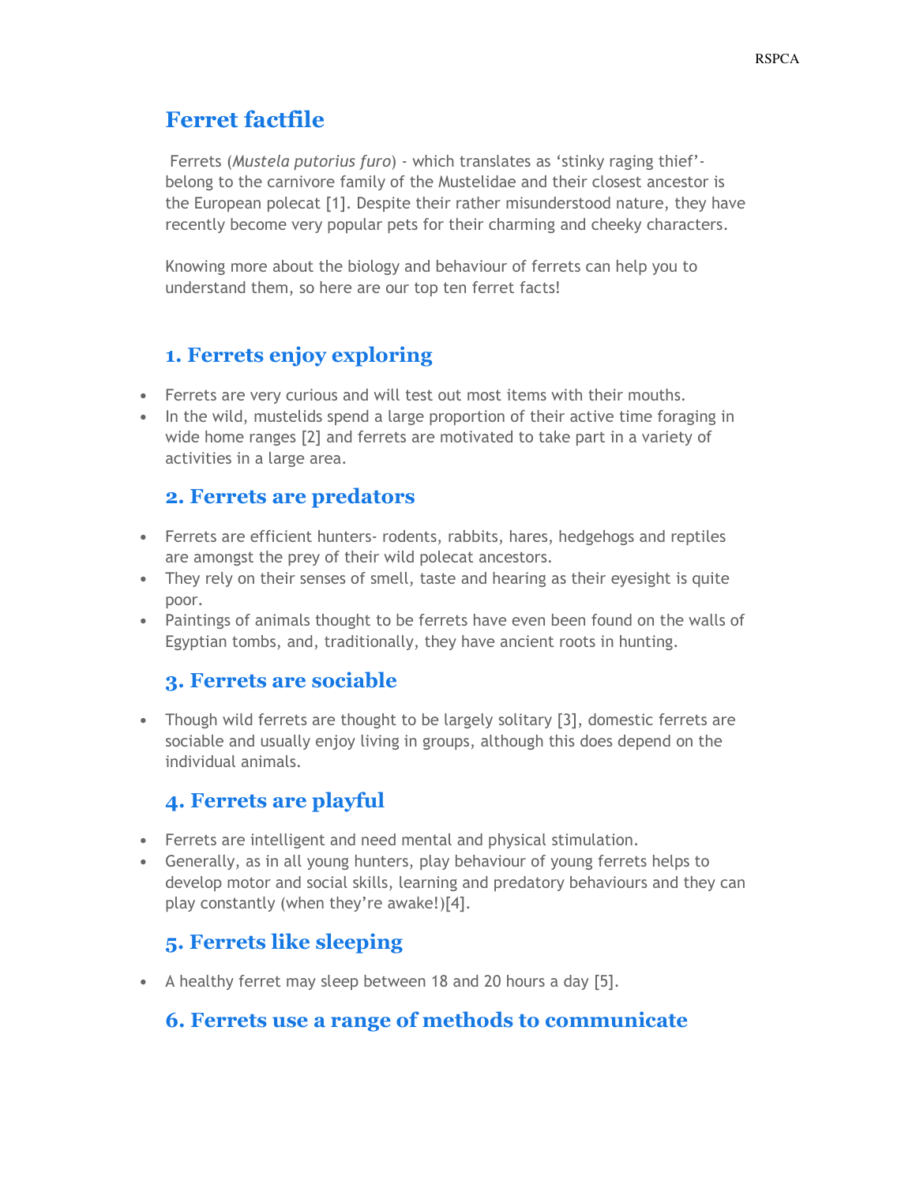# Ferret factfile

Ferrets (*Mustela putorius furo*) - which translates as 'stinky raging thief'- belong to the carnivore family of the Mustelidae and their closest ancestor is the European polecat [1]. Despite their rather misunderstood nature, they have recently become very popular pets for their charming and cheeky characters.

Knowing more about the biology and behaviour of ferrets can help you to understand them, so here are our top ten ferret facts!

## 1. Ferrets enjoy exploring

- Ferrets are very curious and will test out most items with their mouths.
- In the wild, mustelids spend a large proportion of their active time foraging in wide home ranges [2] and ferrets are motivated to take part in a variety of activities in a large area.

## 2. Ferrets are predators

- Ferrets are efficient hunters- rodents, rabbits, hares, hedgehogs and reptiles are amongst the prey of their wild polecat ancestors.
- They rely on their senses of smell, taste and hearing as their eyesight is quite poor.
- Paintings of animals thought to be ferrets have even been found on the walls of Egyptian tombs, and, traditionally, they have ancient roots in hunting.

## 3. Ferrets are sociable

- Though wild ferrets are thought to be largely solitary [3], domestic ferrets are sociable and usually enjoy living in groups, although this does depend on the individual animals.

## 4. Ferrets are playful

- Ferrets are intelligent and need mental and physical stimulation.
- Generally, as in all young hunters, play behaviour of young ferrets helps to develop motor and social skills, learning and predatory behaviours and they can play constantly (when they're awake!)[4].

## 5. Ferrets like sleeping

- A healthy ferret may sleep between 18 and 20 hours a day [5].

## 6. Ferrets use a range of methods to communicate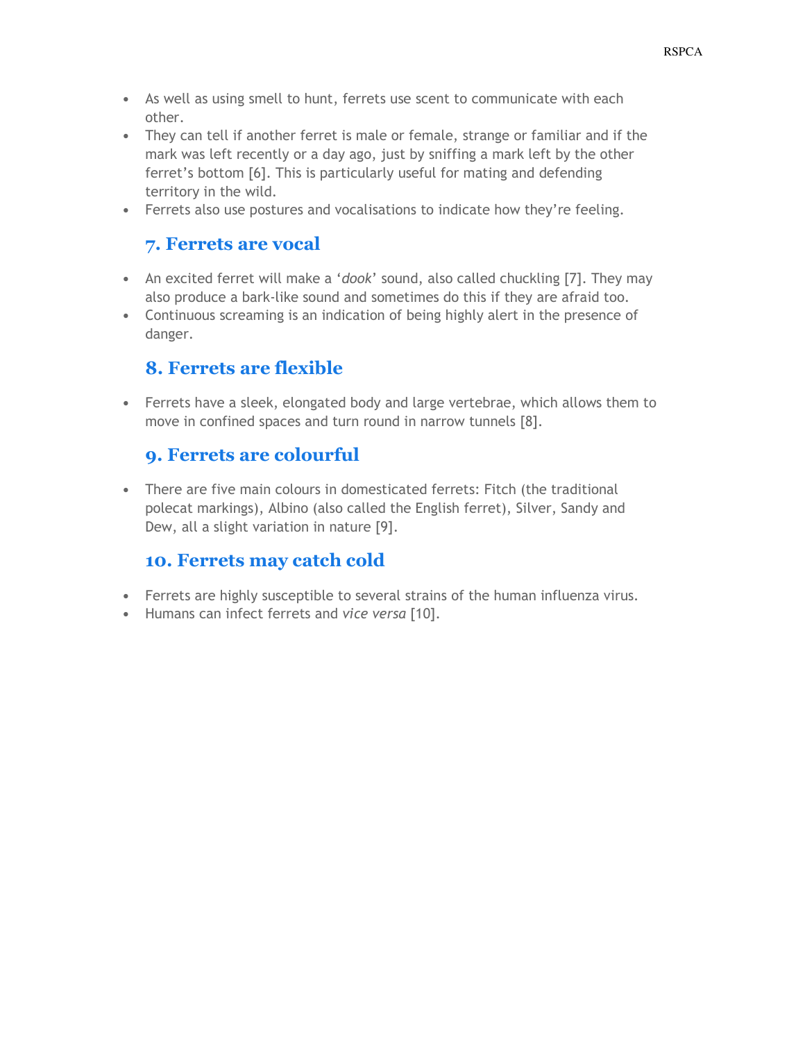- As well as using smell to hunt, ferrets use scent to communicate with each other.
- They can tell if another ferret is male or female, strange or familiar and if the mark was left recently or a day ago, just by sniffing a mark left by the other ferret's bottom [6]. This is particularly useful for mating and defending territory in the wild.
- Ferrets also use postures and vocalisations to indicate how they're feeling.

## 7. Ferrets are vocal

- An excited ferret will make a '*dook*' sound, also called chuckling [7]. They may also produce a bark-like sound and sometimes do this if they are afraid too.
- Continuous screaming is an indication of being highly alert in the presence of danger.

## 8. Ferrets are flexible

- Ferrets have a sleek, elongated body and large vertebrae, which allows them to move in confined spaces and turn round in narrow tunnels [8].

## 9. Ferrets are colourful

- There are five main colours in domesticated ferrets: Fitch (the traditional polecat markings), Albino (also called the English ferret), Silver, Sandy and Dew, all a slight variation in nature [9].

## 10. Ferrets may catch cold

- Ferrets are highly susceptible to several strains of the human influenza virus.
- Humans can infect ferrets and *vice versa* [10].